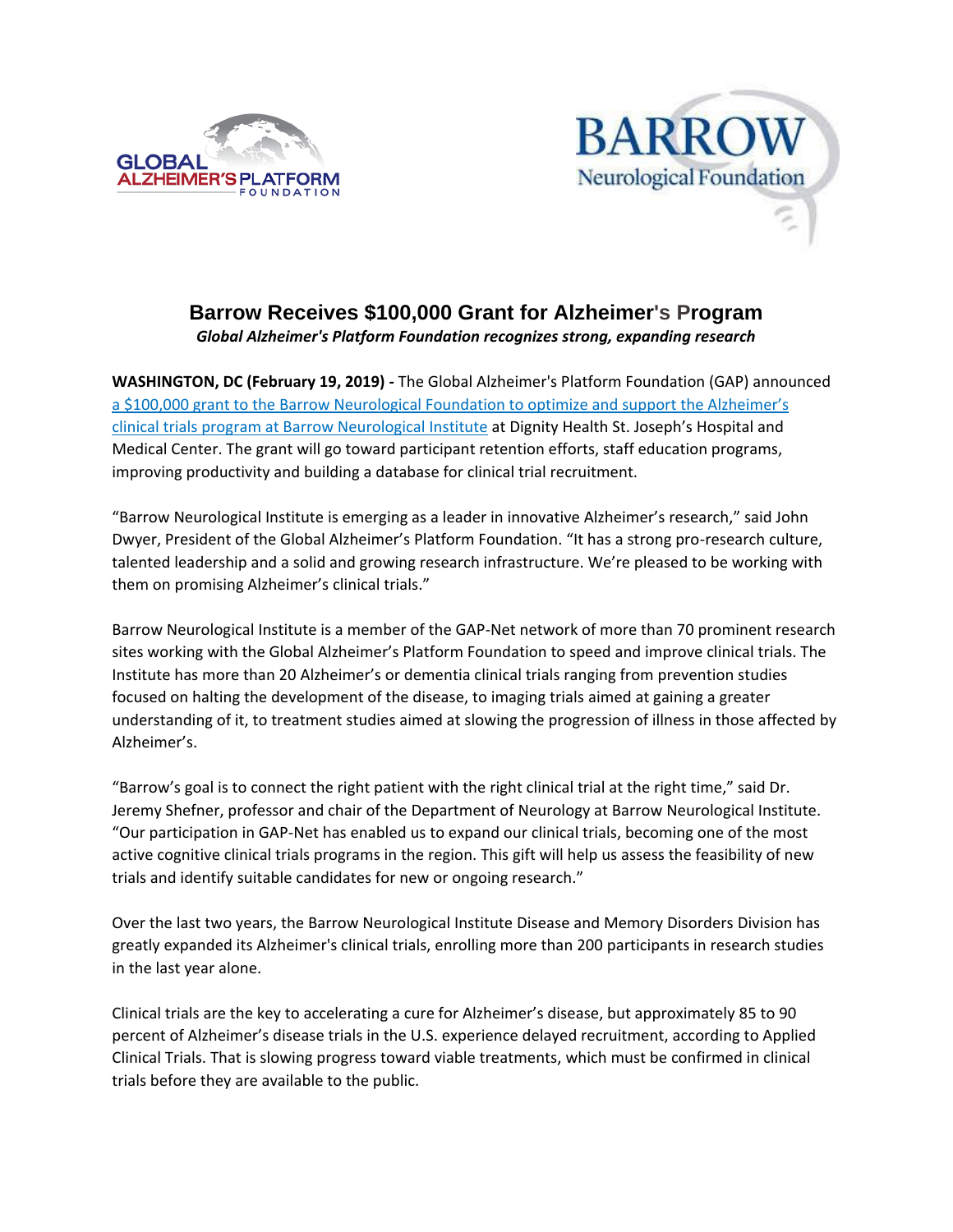# Barrow Receives $100,000 Grant for Alzheimer's Program

***Global Alzheimer's Platform Foundation recognizes strong, expanding research***

**WASHINGTON, DC (February 19, 2019) -** The Global Alzheimer's Platform Foundation (GAP) announced a $100,000 grant to the Barrow Neurological Foundation to optimize and support the Alzheimer's clinical trials program at Barrow Neurological Institute at Dignity Health St. Joseph's Hospital and Medical Center. The grant will go toward participant retention efforts, staff education programs, improving productivity and building a database for clinical trial recruitment.

"Barrow Neurological Institute is emerging as a leader in innovative Alzheimer's research," said John Dwyer, President of the Global Alzheimer's Platform Foundation. "It has a strong pro-research culture, talented leadership and a solid and growing research infrastructure. We're pleased to be working with them on promising Alzheimer's clinical trials."

Barrow Neurological Institute is a member of the GAP-Net network of more than 70 prominent research sites working with the Global Alzheimer's Platform Foundation to speed and improve clinical trials. The Institute has more than 20 Alzheimer's or dementia clinical trials ranging from prevention studies focused on halting the development of the disease, to imaging trials aimed at gaining a greater understanding of it, to treatment studies aimed at slowing the progression of illness in those affected by Alzheimer's.

"Barrow's goal is to connect the right patient with the right clinical trial at the right time," said Dr. Jeremy Shefner, professor and chair of the Department of Neurology at Barrow Neurological Institute. "Our participation in GAP-Net has enabled us to expand our clinical trials, becoming one of the most active cognitive clinical trials programs in the region. This gift will help us assess the feasibility of new trials and identify suitable candidates for new or ongoing research."

Over the last two years, the Barrow Neurological Institute Disease and Memory Disorders Division has greatly expanded its Alzheimer's clinical trials, enrolling more than 200 participants in research studies in the last year alone.

Clinical trials are the key to accelerating a cure for Alzheimer's disease, but approximately 85 to 90 percent of Alzheimer's disease trials in the U.S. experience delayed recruitment, according to Applied Clinical Trials. That is slowing progress toward viable treatments, which must be confirmed in clinical trials before they are available to the public.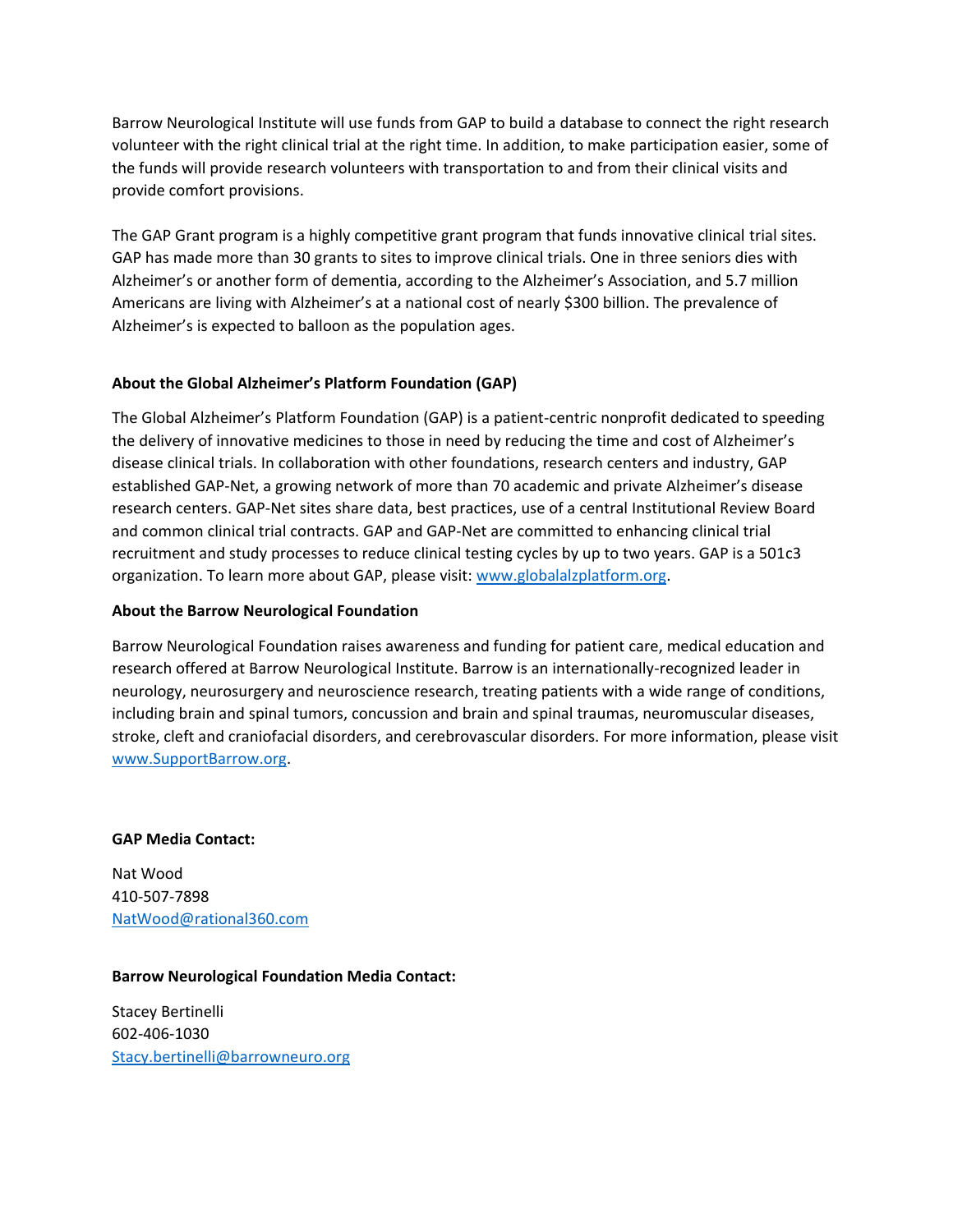Barrow Neurological Institute will use funds from GAP to build a database to connect the right research volunteer with the right clinical trial at the right time. In addition, to make participation easier, some of the funds will provide research volunteers with transportation to and from their clinical visits and provide comfort provisions.

The GAP Grant program is a highly competitive grant program that funds innovative clinical trial sites. GAP has made more than 30 grants to sites to improve clinical trials. One in three seniors dies with Alzheimer's or another form of dementia, according to the Alzheimer's Association, and 5.7 million Americans are living with Alzheimer's at a national cost of nearly $300 billion. The prevalence of Alzheimer's is expected to balloon as the population ages.

**About the Global Alzheimer's Platform Foundation (GAP)**

The Global Alzheimer's Platform Foundation (GAP) is a patient-centric nonprofit dedicated to speeding the delivery of innovative medicines to those in need by reducing the time and cost of Alzheimer's disease clinical trials. In collaboration with other foundations, research centers and industry, GAP established GAP-Net, a growing network of more than 70 academic and private Alzheimer's disease research centers. GAP-Net sites share data, best practices, use of a central Institutional Review Board and common clinical trial contracts. GAP and GAP-Net are committed to enhancing clinical trial recruitment and study processes to reduce clinical testing cycles by up to two years. GAP is a 501c3 organization. To learn more about GAP, please visit: www.globalalzplatform.org.

**About the Barrow Neurological Foundation**

Barrow Neurological Foundation raises awareness and funding for patient care, medical education and research offered at Barrow Neurological Institute. Barrow is an internationally-recognized leader in neurology, neurosurgery and neuroscience research, treating patients with a wide range of conditions, including brain and spinal tumors, concussion and brain and spinal traumas, neuromuscular diseases, stroke, cleft and craniofacial disorders, and cerebrovascular disorders. For more information, please visit www.SupportBarrow.org.

**GAP Media Contact:**

Nat Wood
410-507-7898
NatWood@rational360.com

**Barrow Neurological Foundation Media Contact:**

Stacey Bertinelli
602-406-1030
Stacy.bertinelli@barrowneuro.org